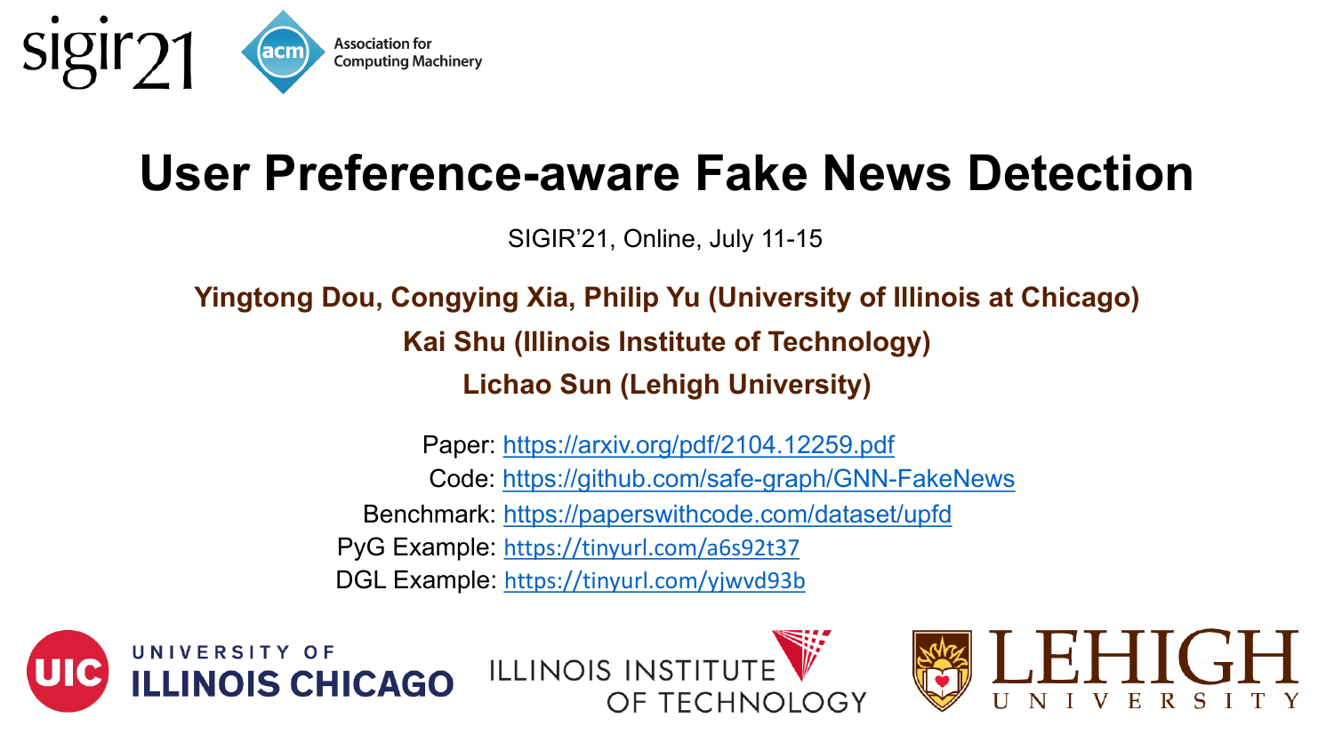sigir21

Association for Computing Machinery

# User Preference-aware Fake News Detection

SIGIR'21, Online, July 11-15

**Yingtong Dou, Congying Xia, Philip Yu (University of Illinois at Chicago)**

**Kai Shu (Illinois Institute of Technology)**

**Lichao Sun (Lehigh University)**

Paper: https://arxiv.org/pdf/2104.12259.pdf

Code: https://github.com/safe-graph/GNN-FakeNews

Benchmark: https://paperswithcode.com/dataset/upfd

PyG Example: https://tinyurl.com/a6s92t37

DGL Example: https://tinyurl.com/yjwvd93b

UIC UNIVERSITY OF ILLINOIS CHICAGO

ILLINOIS INSTITUTE OF TECHNOLOGY

LEHIGH UNIVERSITY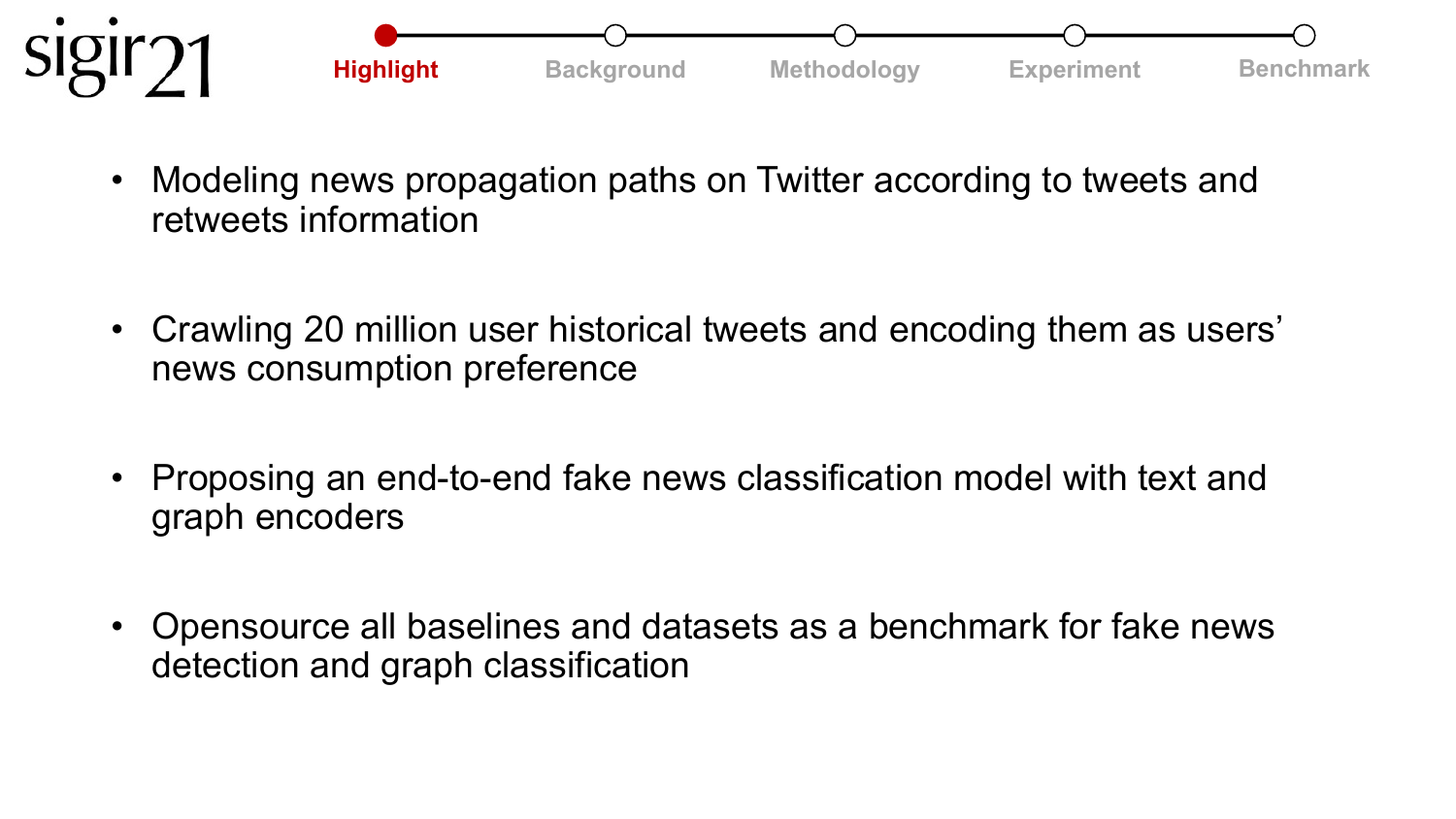## Highlight

- Modeling news propagation paths on Twitter according to tweets and retweets information
- Crawling 20 million user historical tweets and encoding them as users' news consumption preference
- Proposing an end-to-end fake news classification model with text and graph encoders
- Opensource all baselines and datasets as a benchmark for fake news detection and graph classification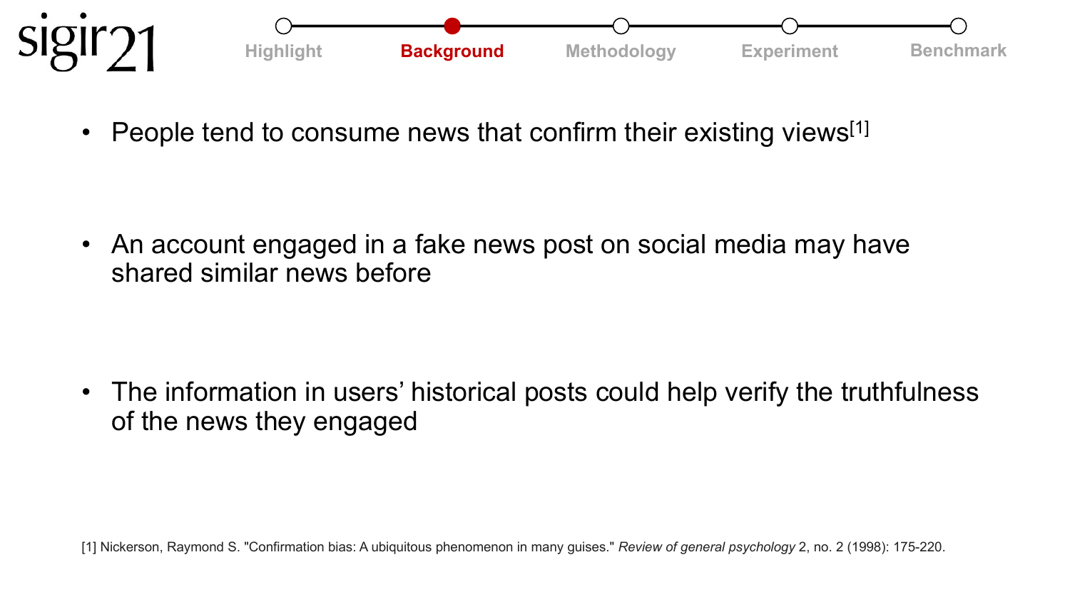- People tend to consume news that confirm their existing views[1]

- An account engaged in a fake news post on social media may have shared similar news before

- The information in users' historical posts could help verify the truthfulness of the news they engaged

[1] Nickerson, Raymond S. "Confirmation bias: A ubiquitous phenomenon in many guises." *Review of general psychology* 2, no. 2 (1998): 175-220.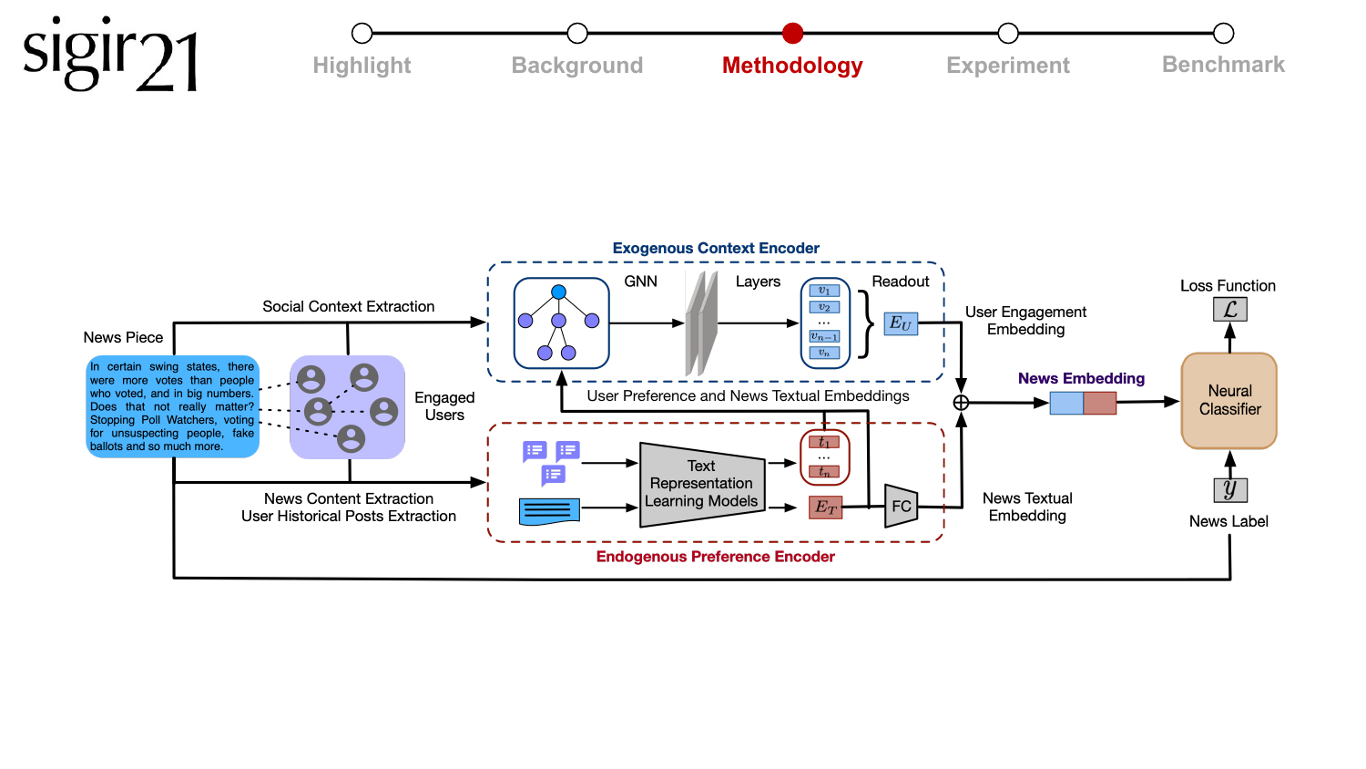**Methodology**

**Exogenous Context Encoder**

GNN → Layers → Readout ($v_1$, $v_2$, ..., $v_{n-1}$, $v_n$) → $E_U$

User Engagement Embedding

User Preference and News Textual Embeddings

**Endogenous Preference Encoder**

Text Representation Learning Models → $t_1$ ... $t_n$

Text Representation Learning Models → $E_T$ → FC

News Textual Embedding

News Piece

In certain swing states, there were more votes than people who voted, and in big numbers. Does that not really matter? Stopping Poll Watchers, voting for unsuspecting people, fake ballots and so much more.

Engaged Users

Social Context Extraction

News Content Extraction

User Historical Posts Extraction

**News Embedding**

Neural Classifier

Loss Function $\mathcal{L}$

News Label $y$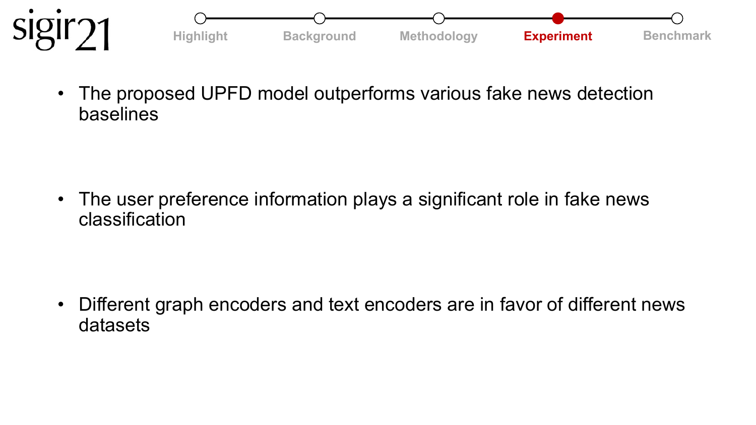- The proposed UPFD model outperforms various fake news detection baselines

- The user preference information plays a significant role in fake news classification

- Different graph encoders and text encoders are in favor of different news datasets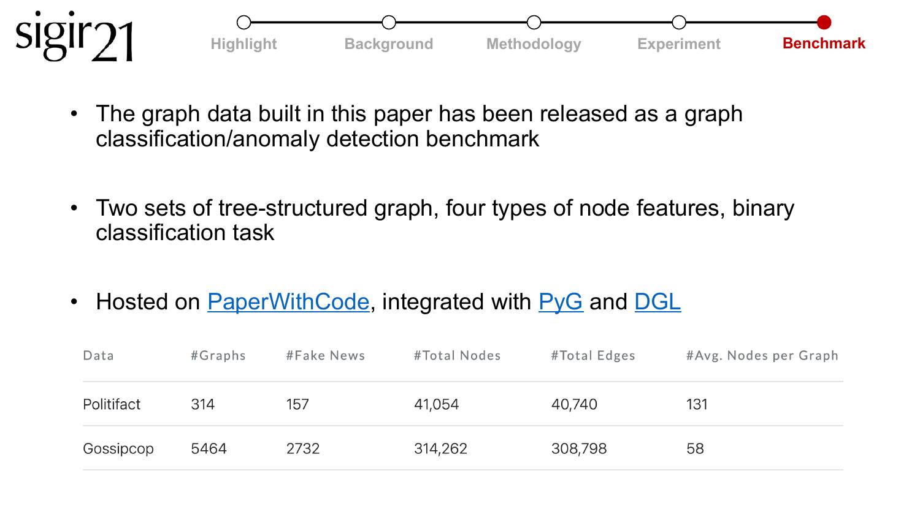- The graph data built in this paper has been released as a graph classification/anomaly detection benchmark
- Two sets of tree-structured graph, four types of node features, binary classification task
- Hosted on PaperWithCode, integrated with PyG and DGL

| Data | #Graphs | #Fake News | #Total Nodes | #Total Edges | #Avg. Nodes per Graph |
|---|---|---|---|---|---|
| Politifact | 314 | 157 | 41,054 | 40,740 | 131 |
| Gossipcop | 5464 | 2732 | 314,262 | 308,798 | 58 |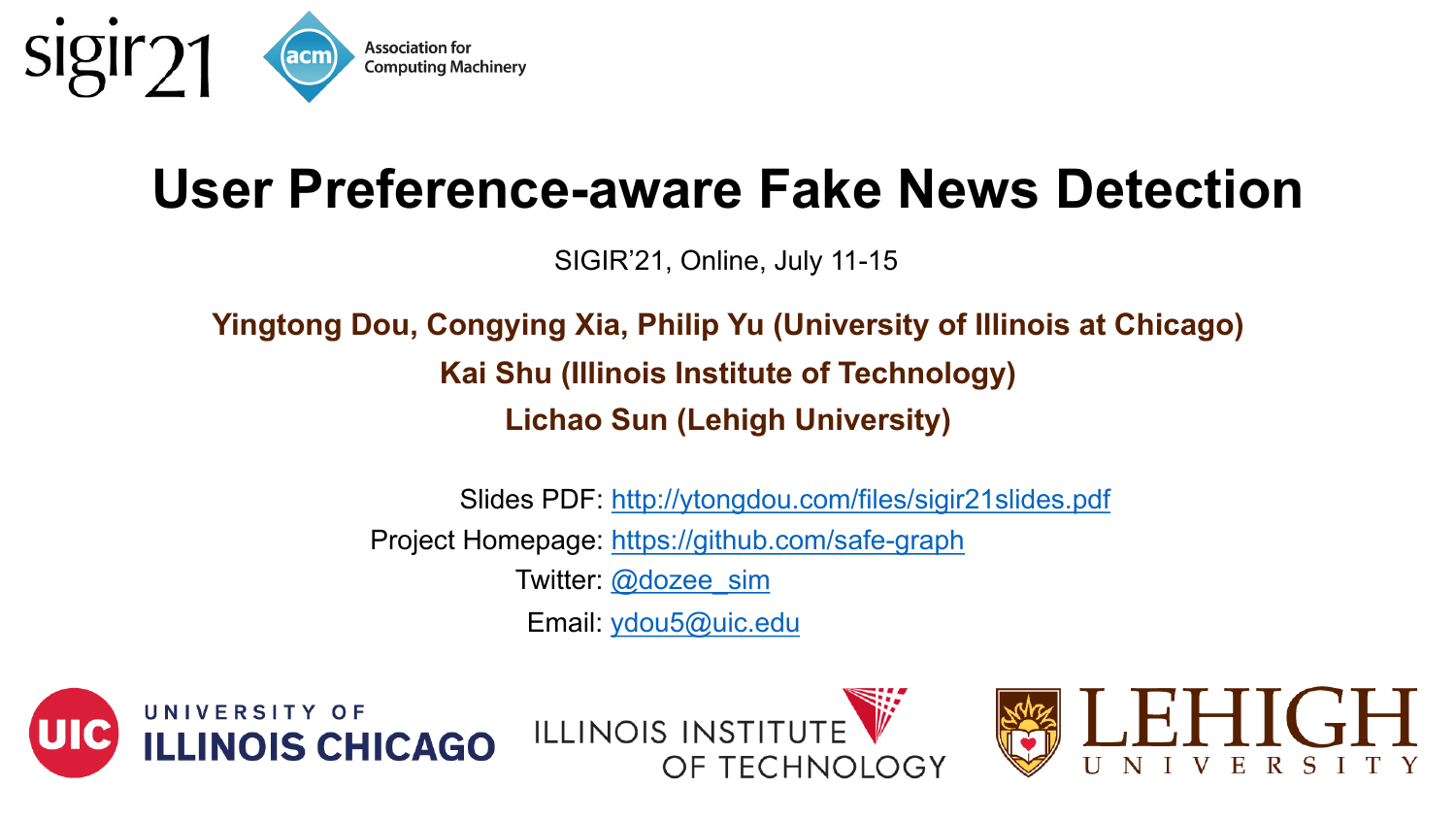sigir21

Association for Computing Machinery

# User Preference-aware Fake News Detection

SIGIR'21, Online, July 11-15

**Yingtong Dou, Congying Xia, Philip Yu (University of Illinois at Chicago)**

**Kai Shu (Illinois Institute of Technology)**

**Lichao Sun (Lehigh University)**

Slides PDF: http://ytongdou.com/files/sigir21slides.pdf

Project Homepage: https://github.com/safe-graph

Twitter: @dozee_sim

Email: ydou5@uic.edu

UNIVERSITY OF ILLINOIS CHICAGO

ILLINOIS INSTITUTE OF TECHNOLOGY

LEHIGH UNIVERSITY